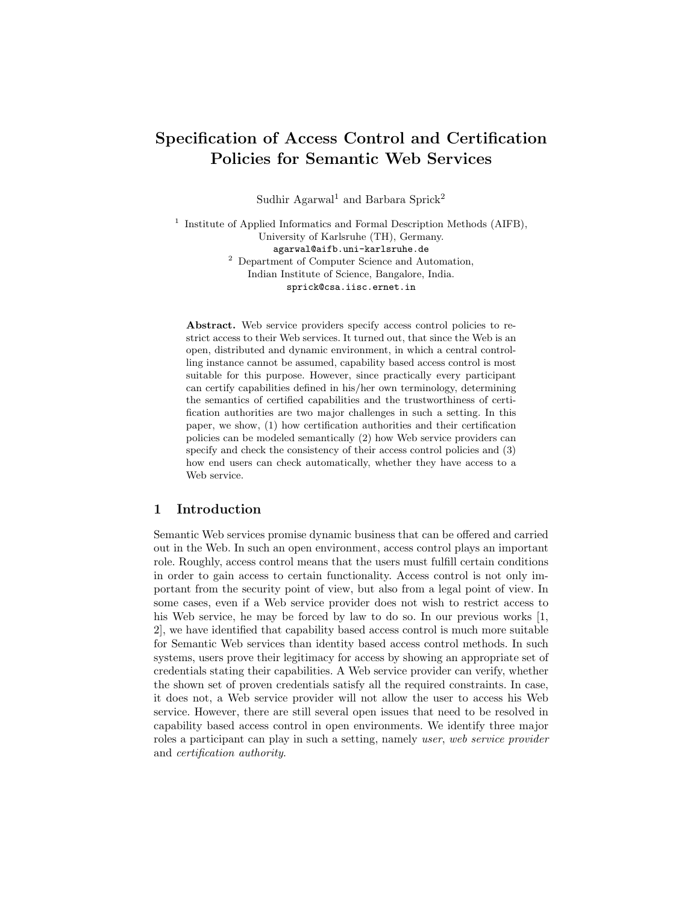# Specification of Access Control and Certification Policies for Semantic Web Services

Sudhir Agarwal[1] and Barbara Sprick[2]

[1] Institute of Applied Informatics and Formal Description Methods (AIFB), University of Karlsruhe (TH), Germany.
agarwal@aifb.uni-karlsruhe.de

[2] Department of Computer Science and Automation, Indian Institute of Science, Bangalore, India.
sprick@csa.iisc.ernet.in

**Abstract.** Web service providers specify access control policies to restrict access to their Web services. It turned out, that since the Web is an open, distributed and dynamic environment, in which a central controlling instance cannot be assumed, capability based access control is most suitable for this purpose. However, since practically every participant can certify capabilities defined in his/her own terminology, determining the semantics of certified capabilities and the trustworthiness of certification authorities are two major challenges in such a setting. In this paper, we show, (1) how certification authorities and their certification policies can be modeled semantically (2) how Web service providers can specify and check the consistency of their access control policies and (3) how end users can check automatically, whether they have access to a Web service.

## 1 Introduction

Semantic Web services promise dynamic business that can be offered and carried out in the Web. In such an open environment, access control plays an important role. Roughly, access control means that the users must fulfill certain conditions in order to gain access to certain functionality. Access control is not only important from the security point of view, but also from a legal point of view. In some cases, even if a Web service provider does not wish to restrict access to his Web service, he may be forced by law to do so. In our previous works [1, 2], we have identified that capability based access control is much more suitable for Semantic Web services than identity based access control methods. In such systems, users prove their legitimacy for access by showing an appropriate set of credentials stating their capabilities. A Web service provider can verify, whether the shown set of proven credentials satisfy all the required constraints. In case, it does not, a Web service provider will not allow the user to access his Web service. However, there are still several open issues that need to be resolved in capability based access control in open environments. We identify three major roles a participant can play in such a setting, namely *user*, *web service provider* and *certification authority*.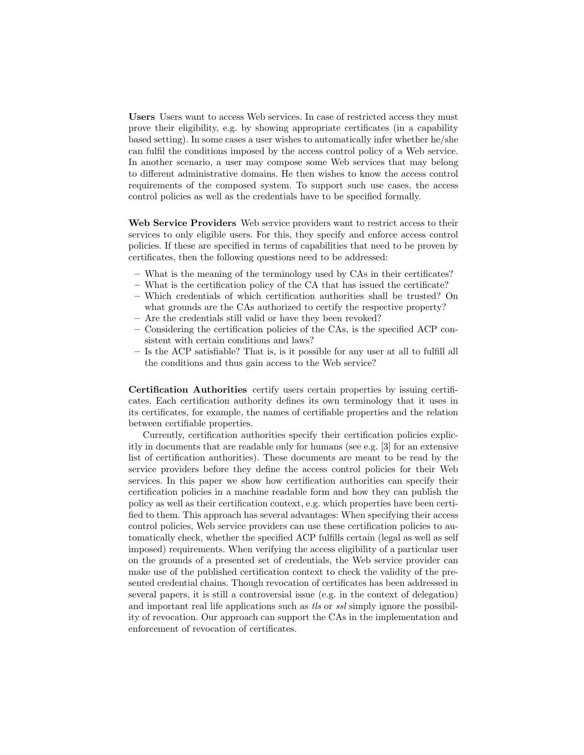**Users** Users want to access Web services. In case of restricted access they must prove their eligibility, e.g. by showing appropriate certificates (in a capability based setting). In some cases a user wishes to automatically infer whether he/she can fulfil the conditions imposed by the access control policy of a Web service. In another scenario, a user may compose some Web services that may belong to different administrative domains. He then wishes to know the access control requirements of the composed system. To support such use cases, the access control policies as well as the credentials have to be specified formally.

**Web Service Providers** Web service providers want to restrict access to their services to only eligible users. For this, they specify and enforce access control policies. If these are specified in terms of capabilities that need to be proven by certificates, then the following questions need to be addressed:

- What is the meaning of the terminology used by CAs in their certificates?
- What is the certification policy of the CA that has issued the certificate?
- Which credentials of which certification authorities shall be trusted? On what grounds are the CAs authorized to certify the respective property?
- Are the credentials still valid or have they been revoked?
- Considering the certification policies of the CAs, is the specified ACP consistent with certain conditions and laws?
- Is the ACP satisfiable? That is, is it possible for any user at all to fulfill all the conditions and thus gain access to the Web service?

**Certification Authorities** certify users certain properties by issuing certificates. Each certification authority defines its own terminology that it uses in its certificates, for example, the names of certifiable properties and the relation between certifiable properties.

Currently, certification authorities specify their certification policies explicitly in documents that are readable only for humans (see e.g. [3] for an extensive list of certification authorities). These documents are meant to be read by the service providers before they define the access control policies for their Web services. In this paper we show how certification authorities can specify their certification policies in a machine readable form and how they can publish the policy as well as their certification context, e.g. which properties have been certified to them. This approach has several advantages: When specifying their access control policies, Web service providers can use these certification policies to automatically check, whether the specified ACP fulfills certain (legal as well as self imposed) requirements. When verifying the access eligibility of a particular user on the grounds of a presented set of credentials, the Web service provider can make use of the published certification context to check the validity of the presented credential chains. Though revocation of certificates has been addressed in several papers, it is still a controversial issue (e.g. in the context of delegation) and important real life applications such as *tls* or *ssl* simply ignore the possibility of revocation. Our approach can support the CAs in the implementation and enforcement of revocation of certificates.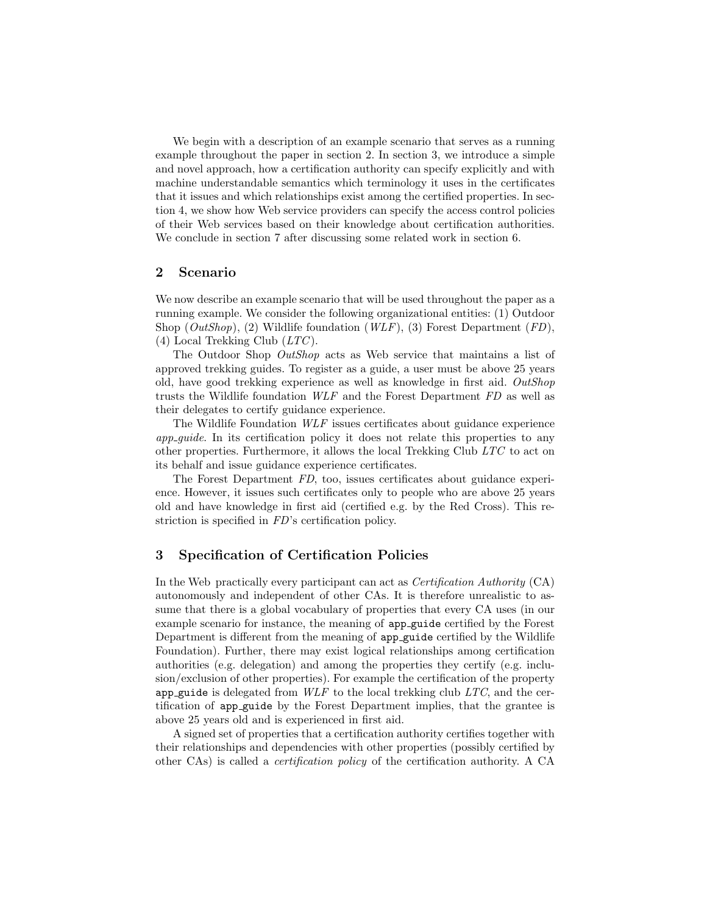We begin with a description of an example scenario that serves as a running example throughout the paper in section 2. In section 3, we introduce a simple and novel approach, how a certification authority can specify explicitly and with machine understandable semantics which terminology it uses in the certificates that it issues and which relationships exist among the certified properties. In section 4, we show how Web service providers can specify the access control policies of their Web services based on their knowledge about certification authorities. We conclude in section 7 after discussing some related work in section 6.

## 2 Scenario

We now describe an example scenario that will be used throughout the paper as a running example. We consider the following organizational entities: (1) Outdoor Shop (*OutShop*), (2) Wildlife foundation (*WLF*), (3) Forest Department (*FD*), (4) Local Trekking Club (*LTC*).

The Outdoor Shop *OutShop* acts as Web service that maintains a list of approved trekking guides. To register as a guide, a user must be above 25 years old, have good trekking experience as well as knowledge in first aid. *OutShop* trusts the Wildlife foundation *WLF* and the Forest Department *FD* as well as their delegates to certify guidance experience.

The Wildlife Foundation *WLF* issues certificates about guidance experience *app_guide*. In its certification policy it does not relate this properties to any other properties. Furthermore, it allows the local Trekking Club *LTC* to act on its behalf and issue guidance experience certificates.

The Forest Department *FD*, too, issues certificates about guidance experience. However, it issues such certificates only to people who are above 25 years old and have knowledge in first aid (certified e.g. by the Red Cross). This restriction is specified in *FD*'s certification policy.

## 3 Specification of Certification Policies

In the Web practically every participant can act as *Certification Authority* (CA) autonomously and independent of other CAs. It is therefore unrealistic to assume that there is a global vocabulary of properties that every CA uses (in our example scenario for instance, the meaning of `app_guide` certified by the Forest Department is different from the meaning of `app_guide` certified by the Wildlife Foundation). Further, there may exist logical relationships among certification authorities (e.g. delegation) and among the properties they certify (e.g. inclusion/exclusion of other properties). For example the certification of the property `app_guide` is delegated from *WLF* to the local trekking club *LTC*, and the certification of `app_guide` by the Forest Department implies, that the grantee is above 25 years old and is experienced in first aid.

A signed set of properties that a certification authority certifies together with their relationships and dependencies with other properties (possibly certified by other CAs) is called a *certification policy* of the certification authority. A CA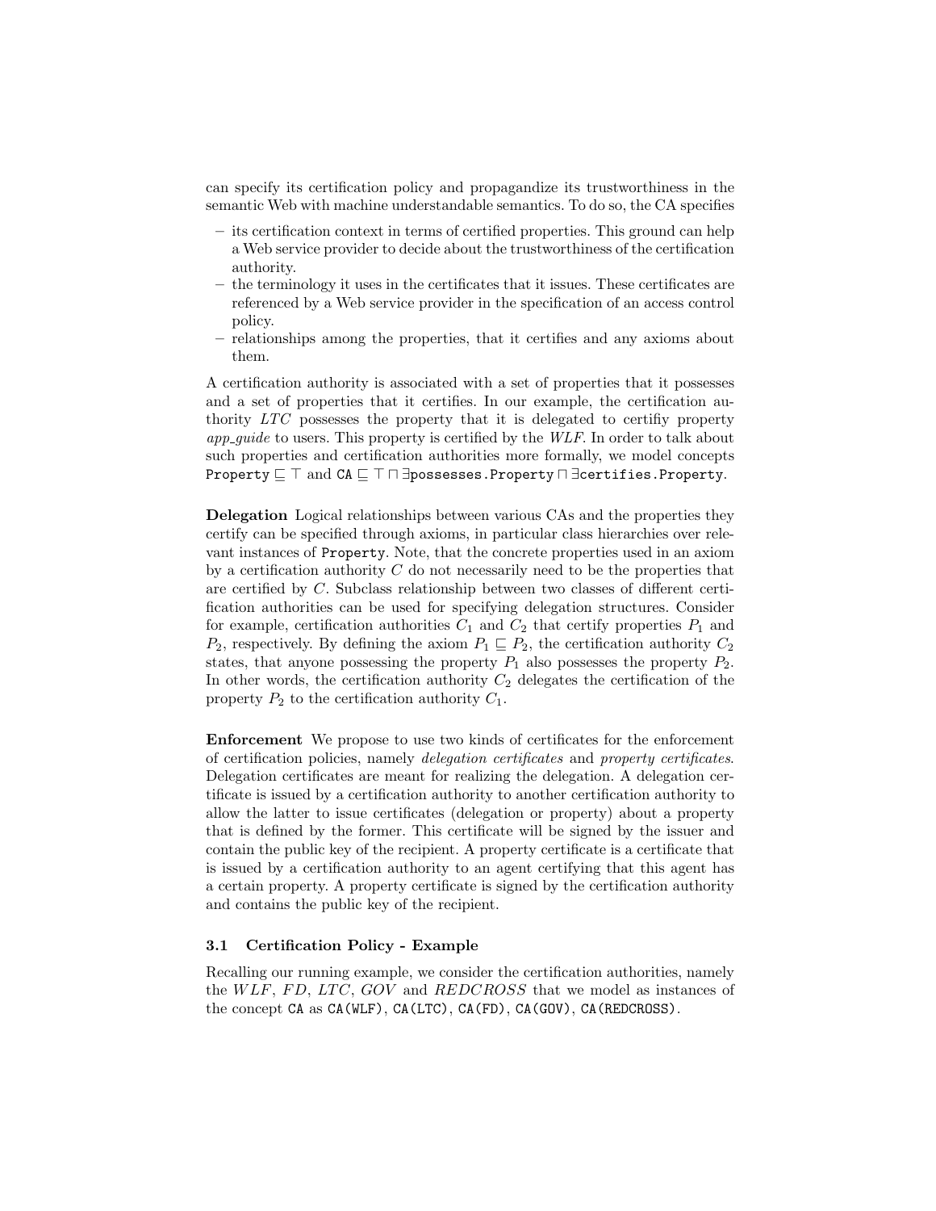can specify its certification policy and propagandize its trustworthiness in the semantic Web with machine understandable semantics. To do so, the CA specifies

- its certification context in terms of certified properties. This ground can help a Web service provider to decide about the trustworthiness of the certification authority.
- the terminology it uses in the certificates that it issues. These certificates are referenced by a Web service provider in the specification of an access control policy.
- relationships among the properties, that it certifies and any axioms about them.

A certification authority is associated with a set of properties that it possesses and a set of properties that it certifies. In our example, the certification authority *LTC* possesses the property that it is delegated to certifiy property *app_guide* to users. This property is certified by the *WLF*. In order to talk about such properties and certification authorities more formally, we model concepts $\texttt{Property} \sqsubseteq \top$ and $\texttt{CA} \sqsubseteq \top \sqcap \exists \texttt{possesses.Property} \sqcap \exists \texttt{certifies.Property}$.

**Delegation** Logical relationships between various CAs and the properties they certify can be specified through axioms, in particular class hierarchies over relevant instances of `Property`. Note, that the concrete properties used in an axiom by a certification authority $C$ do not necessarily need to be the properties that are certified by $C$. Subclass relationship between two classes of different certification authorities can be used for specifying delegation structures. Consider for example, certification authorities $C_1$ and $C_2$ that certify properties $P_1$ and $P_2$, respectively. By defining the axiom $P_1 \sqsubseteq P_2$, the certification authority $C_2$ states, that anyone possessing the property $P_1$ also possesses the property $P_2$. In other words, the certification authority $C_2$ delegates the certification of the property $P_2$ to the certification authority $C_1$.

**Enforcement** We propose to use two kinds of certificates for the enforcement of certification policies, namely *delegation certificates* and *property certificates*. Delegation certificates are meant for realizing the delegation. A delegation certificate is issued by a certification authority to another certification authority to allow the latter to issue certificates (delegation or property) about a property that is defined by the former. This certificate will be signed by the issuer and contain the public key of the recipient. A property certificate is a certificate that is issued by a certification authority to an agent certifying that this agent has a certain property. A property certificate is signed by the certification authority and contains the public key of the recipient.

### 3.1 Certification Policy - Example

Recalling our running example, we consider the certification authorities, namely the *WLF*, *FD*, *LTC*, *GOV* and *REDCROSS* that we model as instances of the concept `CA` as `CA(WLF)`, `CA(LTC)`, `CA(FD)`, `CA(GOV)`, `CA(REDCROSS)`.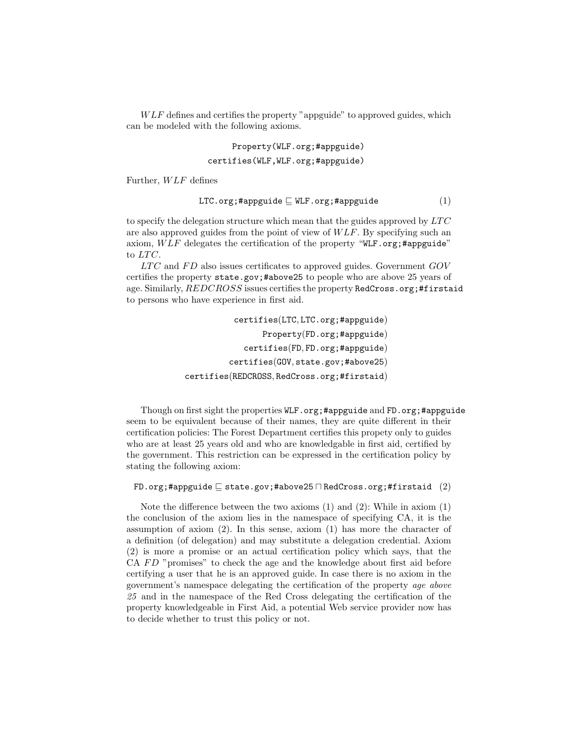$WLF$ defines and certifies the property "appguide" to approved guides, which can be modeled with the following axioms.

$$\texttt{Property(WLF.org;\#appguide)}$$
$$\texttt{certifies(WLF,WLF.org;\#appguide)}$$

Further, $WLF$ defines

$$\texttt{LTC.org;\#appguide} \sqsubseteq \texttt{WLF.org;\#appguide} \quad (1)$$

to specify the delegation structure which mean that the guides approved by $LTC$ are also approved guides from the point of view of $WLF$. By specifying such an axiom, $WLF$ delegates the certification of the property "WLF.org;#appguide" to $LTC$.

$LTC$ and $FD$ also issues certificates to approved guides. Government $GOV$ certifies the property state.gov;#above25 to people who are above 25 years of age. Similarly, $REDCROSS$ issues certifies the property RedCross.org;#firstaid to persons who have experience in first aid.

$$\texttt{certifies(LTC, LTC.org;\#appguide)}$$
$$\texttt{Property(FD.org;\#appguide)}$$
$$\texttt{certifies(FD, FD.org;\#appguide)}$$
$$\texttt{certifies(GOV, state.gov;\#above25)}$$
$$\texttt{certifies(REDCROSS, RedCross.org;\#firstaid)}$$

Though on first sight the properties WLF.org;#appguide and FD.org;#appguide seem to be equivalent because of their names, they are quite different in their certification policies: The Forest Department certifies this propety only to guides who are at least 25 years old and who are knowledgable in first aid, certified by the government. This restriction can be expressed in the certification policy by stating the following axiom:

$$\texttt{FD.org;\#appguide} \sqsubseteq \texttt{state.gov;\#above25} \sqcap \texttt{RedCross.org;\#firstaid} \quad (2)$$

Note the difference between the two axioms (1) and (2): While in axiom (1) the conclusion of the axiom lies in the namespace of specifying CA, it is the assumption of axiom (2). In this sense, axiom (1) has more the character of a definition (of delegation) and may substitute a delegation credential. Axiom (2) is more a promise or an actual certification policy which says, that the CA $FD$ "promises" to check the age and the knowledge about first aid before certifying a user that he is an approved guide. In case there is no axiom in the government's namespace delegating the certification of the property *age above 25* and in the namespace of the Red Cross delegating the certification of the property knowledgeable in First Aid, a potential Web service provider now has to decide whether to trust this policy or not.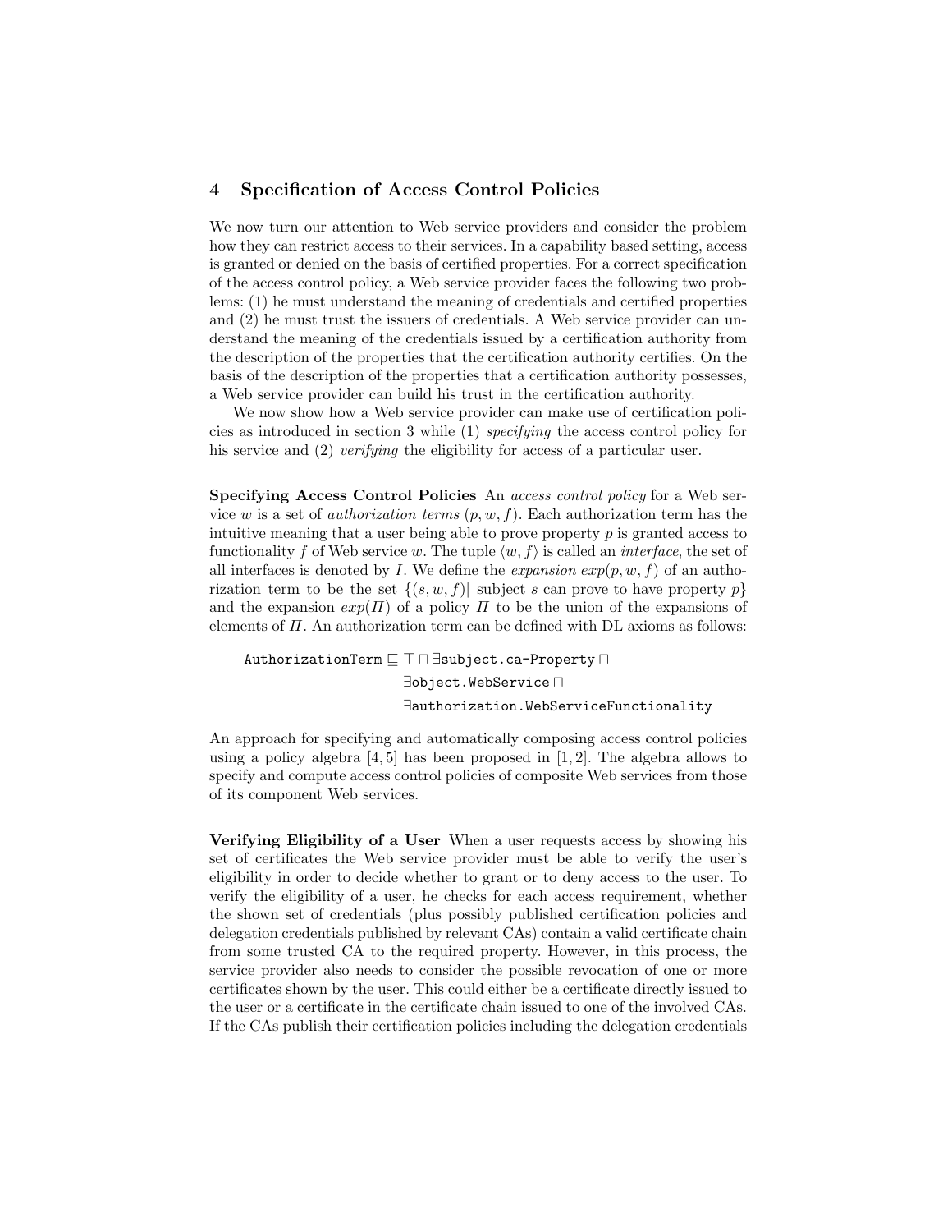## 4 Specification of Access Control Policies

We now turn our attention to Web service providers and consider the problem how they can restrict access to their services. In a capability based setting, access is granted or denied on the basis of certified properties. For a correct specification of the access control policy, a Web service provider faces the following two problems: (1) he must understand the meaning of credentials and certified properties and (2) he must trust the issuers of credentials. A Web service provider can understand the meaning of the credentials issued by a certification authority from the description of the properties that the certification authority certifies. On the basis of the description of the properties that a certification authority possesses, a Web service provider can build his trust in the certification authority.

We now show how a Web service provider can make use of certification policies as introduced in section 3 while (1) *specifying* the access control policy for his service and (2) *verifying* the eligibility for access of a particular user.

**Specifying Access Control Policies** An *access control policy* for a Web service $w$ is a set of *authorization terms* $(p, w, f)$. Each authorization term has the intuitive meaning that a user being able to prove property $p$ is granted access to functionality $f$ of Web service $w$. The tuple $\langle w, f \rangle$ is called an *interface*, the set of all interfaces is denoted by $I$. We define the *expansion* $exp(p, w, f)$ of an authorization term to be the set $\{(s, w, f) |$ subject $s$ can prove to have property $p\}$ and the expansion $exp(\Pi)$ of a policy $\Pi$ to be the union of the expansions of elements of $\Pi$. An authorization term can be defined with DL axioms as follows:

$$\begin{aligned}\texttt{AuthorizationTerm} \sqsubseteq \top \sqcap \exists &\texttt{subject.ca-Property} \sqcap \\ \exists &\texttt{object.WebService} \sqcap \\ \exists &\texttt{authorization.WebServiceFunctionality}\end{aligned}$$

An approach for specifying and automatically composing access control policies using a policy algebra [4, 5] has been proposed in [1, 2]. The algebra allows to specify and compute access control policies of composite Web services from those of its component Web services.

**Verifying Eligibility of a User** When a user requests access by showing his set of certificates the Web service provider must be able to verify the user's eligibility in order to decide whether to grant or to deny access to the user. To verify the eligibility of a user, he checks for each access requirement, whether the shown set of credentials (plus possibly published certification policies and delegation credentials published by relevant CAs) contain a valid certificate chain from some trusted CA to the required property. However, in this process, the service provider also needs to consider the possible revocation of one or more certificates shown by the user. This could either be a certificate directly issued to the user or a certificate in the certificate chain issued to one of the involved CAs. If the CAs publish their certification policies including the delegation credentials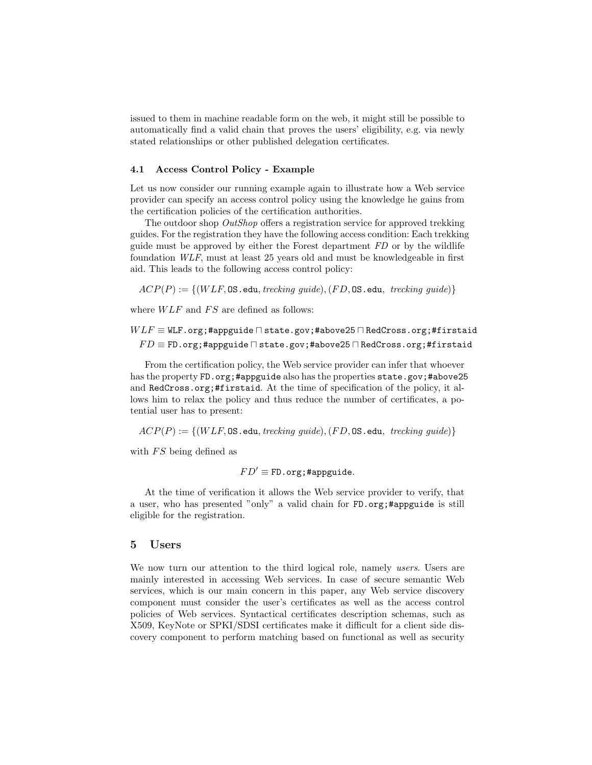issued to them in machine readable form on the web, it might still be possible to automatically find a valid chain that proves the users' eligibility, e.g. via newly stated relationships or other published delegation certificates.

### 4.1 Access Control Policy - Example

Let us now consider our running example again to illustrate how a Web service provider can specify an access control policy using the knowledge he gains from the certification policies of the certification authorities.

The outdoor shop *OutShop* offers a registration service for approved trekking guides. For the registration they have the following access condition: Each trekking guide must be approved by either the Forest department *FD* or by the wildlife foundation *WLF*, must at least 25 years old and must be knowledgeable in first aid. This leads to the following access control policy:

$$ACP(P) := \{(WLF, \texttt{OS.edu}, \textit{trecking guide}), (FD, \texttt{OS.edu}, \ \textit{trecking guide})\}$$

where $WLF$ and $FS$ are defined as follows:

$$WLF \equiv \texttt{WLF.org;\#appguide} \sqcap \texttt{state.gov;\#above25} \sqcap \texttt{RedCross.org;\#firstaid}$$
$$FD \equiv \texttt{FD.org;\#appguide} \sqcap \texttt{state.gov;\#above25} \sqcap \texttt{RedCross.org;\#firstaid}$$

From the certification policy, the Web service provider can infer that whoever has the property `FD.org;#appguide` also has the properties `state.gov;#above25` and `RedCross.org;#firstaid`. At the time of specification of the policy, it allows him to relax the policy and thus reduce the number of certificates, a potential user has to present:

$$ACP(P) := \{(WLF, \texttt{OS.edu}, \textit{trecking guide}), (FD, \texttt{OS.edu}, \ \textit{trecking guide})\}$$

with $FS$ being defined as

$$FD' \equiv \texttt{FD.org;\#appguide}.$$

At the time of verification it allows the Web service provider to verify, that a user, who has presented "only" a valid chain for `FD.org;#appguide` is still eligible for the registration.

## 5 Users

We now turn our attention to the third logical role, namely *users*. Users are mainly interested in accessing Web services. In case of secure semantic Web services, which is our main concern in this paper, any Web service discovery component must consider the user's certificates as well as the access control policies of Web services. Syntactical certificates description schemas, such as X509, KeyNote or SPKI/SDSI certificates make it difficult for a client side discovery component to perform matching based on functional as well as security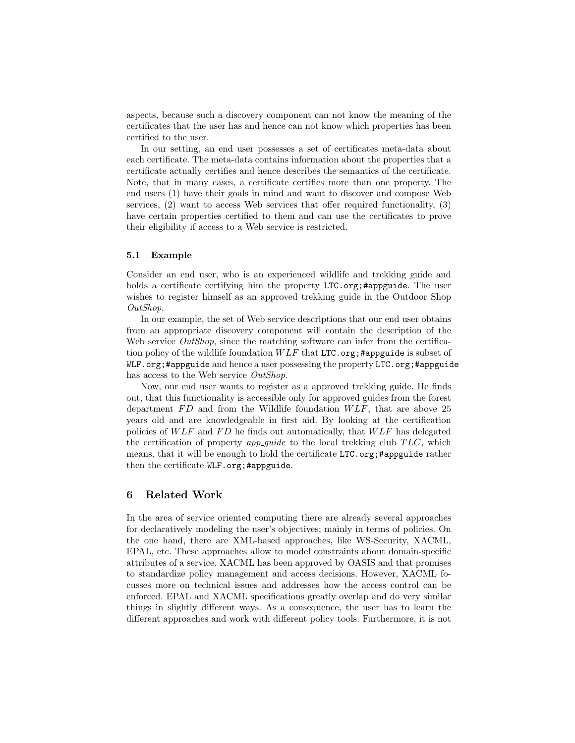aspects, because such a discovery component can not know the meaning of the certificates that the user has and hence can not know which properties has been certified to the user.

In our setting, an end user possesses a set of certificates meta-data about each certificate. The meta-data contains information about the properties that a certificate actually certifies and hence describes the semantics of the certificate. Note, that in many cases, a certificate certifies more than one property. The end users (1) have their goals in mind and want to discover and compose Web services, (2) want to access Web services that offer required functionality, (3) have certain properties certified to them and can use the certificates to prove their eligibility if access to a Web service is restricted.

### 5.1 Example

Consider an end user, who is an experienced wildlife and trekking guide and holds a certificate certifying him the property `LTC.org;#appguide`. The user wishes to register himself as an approved trekking guide in the Outdoor Shop *OutShop*.

In our example, the set of Web service descriptions that our end user obtains from an appropriate discovery component will contain the description of the Web service *OutShop*, since the matching software can infer from the certification policy of the wildlife foundation $WLF$ that `LTC.org;#appguide` is subset of `WLF.org;#appguide` and hence a user possessing the property `LTC.org;#appguide` has access to the Web service *OutShop*.

Now, our end user wants to register as a approved trekking guide. He finds out, that this functionality is accessible only for approved guides from the forest department $FD$ and from the Wildlife foundation $WLF$, that are above 25 years old and are knowledgeable in first aid. By looking at the certification policies of $WLF$ and $FD$ he finds out automatically, that $WLF$ has delegated the certification of property *app_guide* to the local trekking club $TLC$, which means, that it will be enough to hold the certificate `LTC.org;#appguide` rather then the certificate `WLF.org;#appguide`.

## 6 Related Work

In the area of service oriented computing there are already several approaches for declaratively modeling the user's objectives; mainly in terms of policies. On the one hand, there are XML-based approaches, like WS-Security, XACML, EPAL, etc. These approaches allow to model constraints about domain-specific attributes of a service. XACML has been approved by OASIS and that promises to standardize policy management and access decisions. However, XACML focusses more on technical issues and addresses how the access control can be enforced. EPAL and XACML specifications greatly overlap and do very similar things in slightly different ways. As a consequence, the user has to learn the different approaches and work with different policy tools. Furthermore, it is not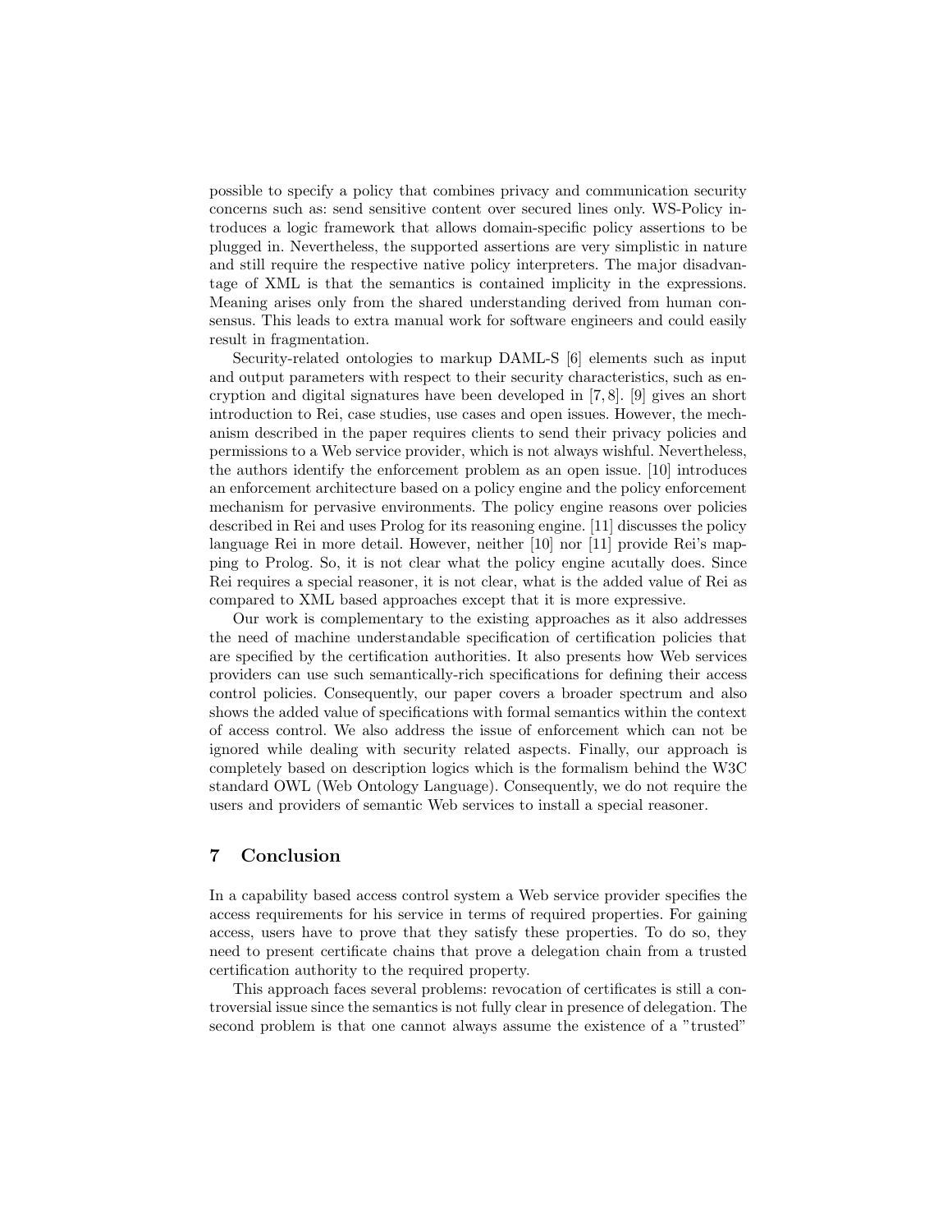possible to specify a policy that combines privacy and communication security concerns such as: send sensitive content over secured lines only. WS-Policy introduces a logic framework that allows domain-specific policy assertions to be plugged in. Nevertheless, the supported assertions are very simplistic in nature and still require the respective native policy interpreters. The major disadvantage of XML is that the semantics is contained implicity in the expressions. Meaning arises only from the shared understanding derived from human consensus. This leads to extra manual work for software engineers and could easily result in fragmentation.

Security-related ontologies to markup DAML-S [6] elements such as input and output parameters with respect to their security characteristics, such as encryption and digital signatures have been developed in [7, 8]. [9] gives an short introduction to Rei, case studies, use cases and open issues. However, the mechanism described in the paper requires clients to send their privacy policies and permissions to a Web service provider, which is not always wishful. Nevertheless, the authors identify the enforcement problem as an open issue. [10] introduces an enforcement architecture based on a policy engine and the policy enforcement mechanism for pervasive environments. The policy engine reasons over policies described in Rei and uses Prolog for its reasoning engine. [11] discusses the policy language Rei in more detail. However, neither [10] nor [11] provide Rei's mapping to Prolog. So, it is not clear what the policy engine acutally does. Since Rei requires a special reasoner, it is not clear, what is the added value of Rei as compared to XML based approaches except that it is more expressive.

Our work is complementary to the existing approaches as it also addresses the need of machine understandable specification of certification policies that are specified by the certification authorities. It also presents how Web services providers can use such semantically-rich specifications for defining their access control policies. Consequently, our paper covers a broader spectrum and also shows the added value of specifications with formal semantics within the context of access control. We also address the issue of enforcement which can not be ignored while dealing with security related aspects. Finally, our approach is completely based on description logics which is the formalism behind the W3C standard OWL (Web Ontology Language). Consequently, we do not require the users and providers of semantic Web services to install a special reasoner.

## 7 Conclusion

In a capability based access control system a Web service provider specifies the access requirements for his service in terms of required properties. For gaining access, users have to prove that they satisfy these properties. To do so, they need to present certificate chains that prove a delegation chain from a trusted certification authority to the required property.

This approach faces several problems: revocation of certificates is still a controversial issue since the semantics is not fully clear in presence of delegation. The second problem is that one cannot always assume the existence of a "trusted"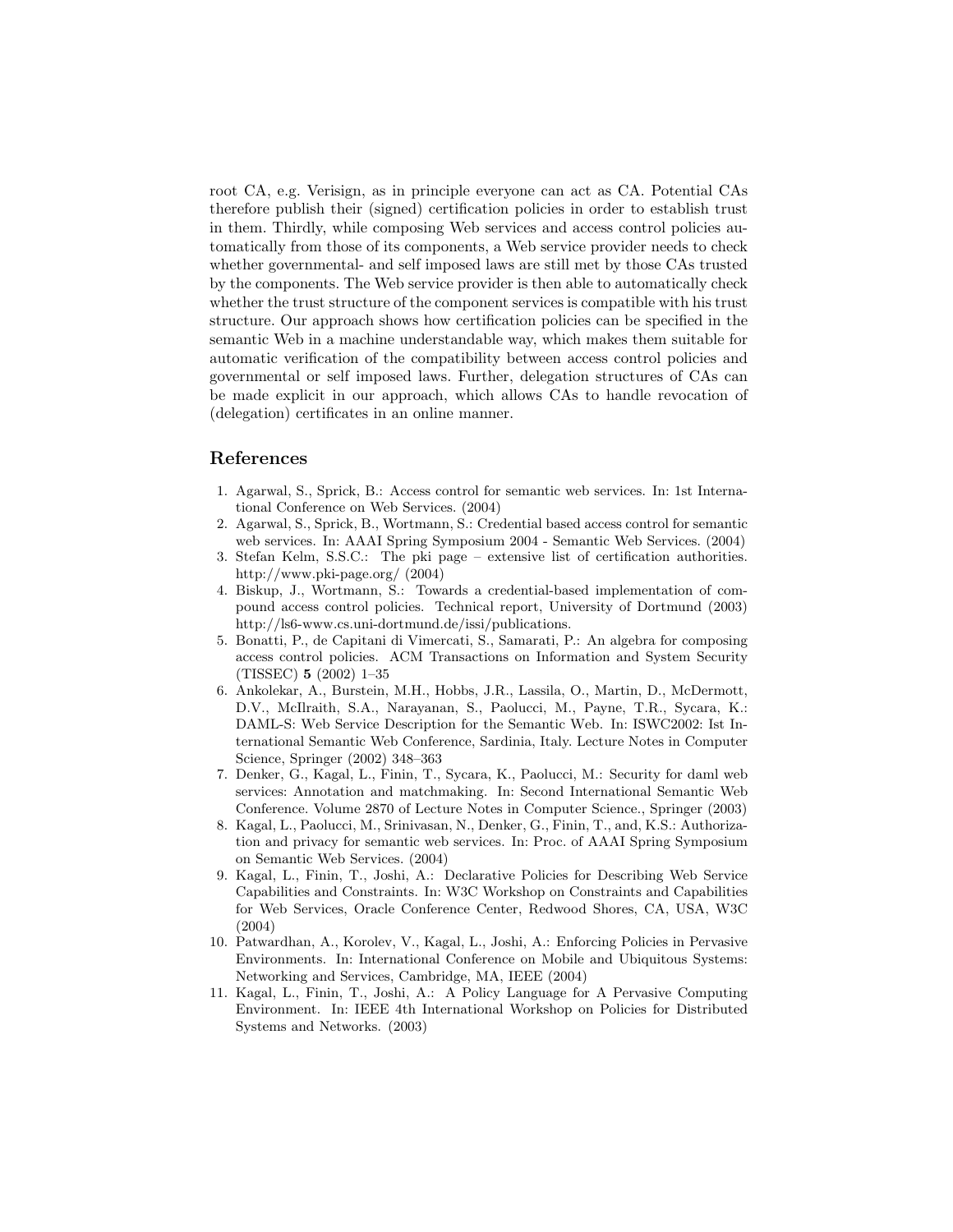root CA, e.g. Verisign, as in principle everyone can act as CA. Potential CAs therefore publish their (signed) certification policies in order to establish trust in them. Thirdly, while composing Web services and access control policies automatically from those of its components, a Web service provider needs to check whether governmental- and self imposed laws are still met by those CAs trusted by the components. The Web service provider is then able to automatically check whether the trust structure of the component services is compatible with his trust structure. Our approach shows how certification policies can be specified in the semantic Web in a machine understandable way, which makes them suitable for automatic verification of the compatibility between access control policies and governmental or self imposed laws. Further, delegation structures of CAs can be made explicit in our approach, which allows CAs to handle revocation of (delegation) certificates in an online manner.

## References

1. Agarwal, S., Sprick, B.: Access control for semantic web services. In: 1st International Conference on Web Services. (2004)
2. Agarwal, S., Sprick, B., Wortmann, S.: Credential based access control for semantic web services. In: AAAI Spring Symposium 2004 - Semantic Web Services. (2004)
3. Stefan Kelm, S.S.C.: The pki page – extensive list of certification authorities. http://www.pki-page.org/ (2004)
4. Biskup, J., Wortmann, S.: Towards a credential-based implementation of compound access control policies. Technical report, University of Dortmund (2003) http://ls6-www.cs.uni-dortmund.de/issi/publications.
5. Bonatti, P., de Capitani di Vimercati, S., Samarati, P.: An algebra for composing access control policies. ACM Transactions on Information and System Security (TISSEC) **5** (2002) 1–35
6. Ankolekar, A., Burstein, M.H., Hobbs, J.R., Lassila, O., Martin, D., McDermott, D.V., McIlraith, S.A., Narayanan, S., Paolucci, M., Payne, T.R., Sycara, K.: DAML-S: Web Service Description for the Semantic Web. In: ISWC2002: Ist International Semantic Web Conference, Sardinia, Italy. Lecture Notes in Computer Science, Springer (2002) 348–363
7. Denker, G., Kagal, L., Finin, T., Sycara, K., Paolucci, M.: Security for daml web services: Annotation and matchmaking. In: Second International Semantic Web Conference. Volume 2870 of Lecture Notes in Computer Science., Springer (2003)
8. Kagal, L., Paolucci, M., Srinivasan, N., Denker, G., Finin, T., and, K.S.: Authorization and privacy for semantic web services. In: Proc. of AAAI Spring Symposium on Semantic Web Services. (2004)
9. Kagal, L., Finin, T., Joshi, A.: Declarative Policies for Describing Web Service Capabilities and Constraints. In: W3C Workshop on Constraints and Capabilities for Web Services, Oracle Conference Center, Redwood Shores, CA, USA, W3C (2004)
10. Patwardhan, A., Korolev, V., Kagal, L., Joshi, A.: Enforcing Policies in Pervasive Environments. In: International Conference on Mobile and Ubiquitous Systems: Networking and Services, Cambridge, MA, IEEE (2004)
11. Kagal, L., Finin, T., Joshi, A.: A Policy Language for A Pervasive Computing Environment. In: IEEE 4th International Workshop on Policies for Distributed Systems and Networks. (2003)